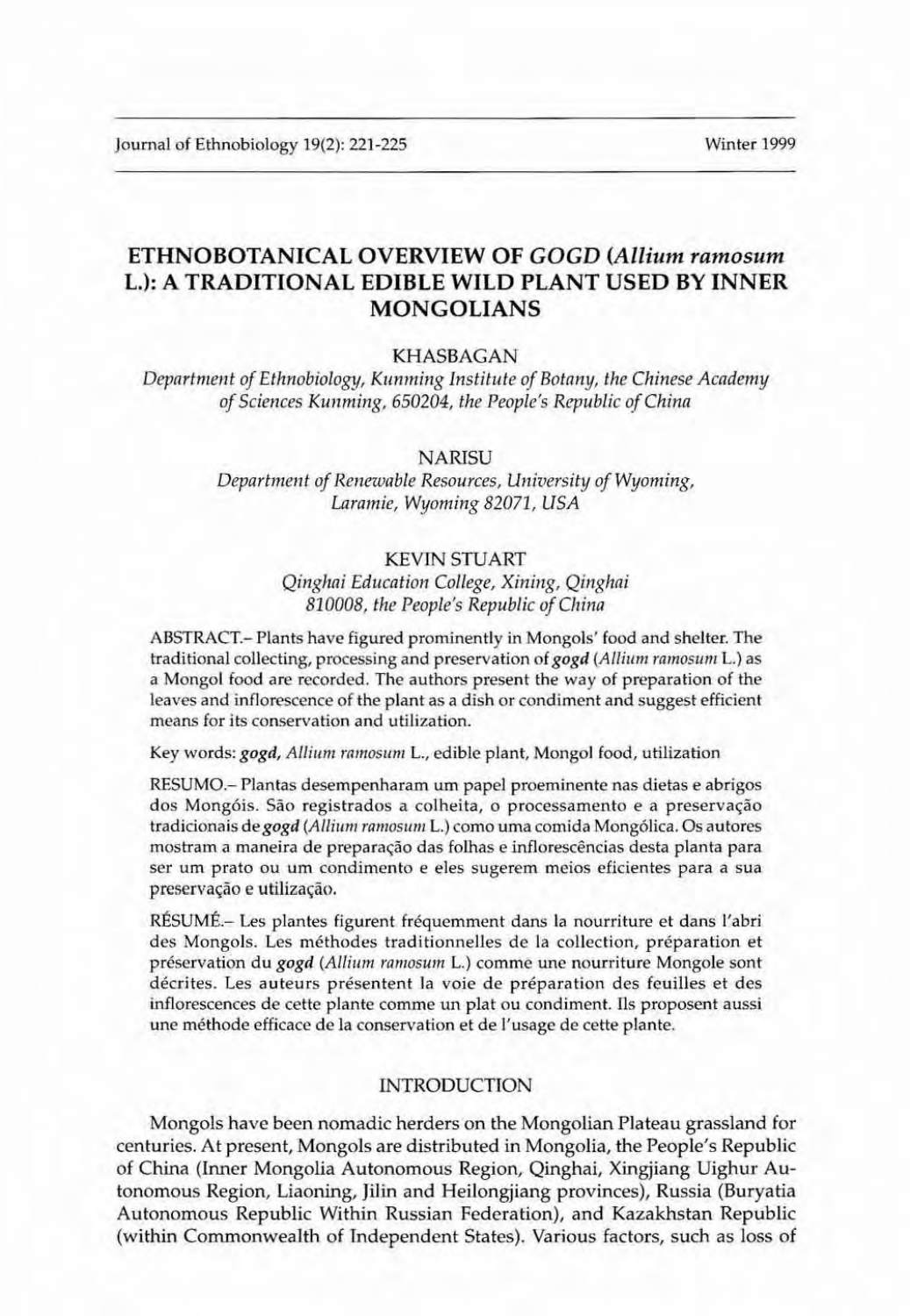# ETHNOBOTANICAL OVERVIEW OF *GOGD* (*Allium ramosum* L.): A TRADITIONAL EDIBLE WILD PLANT USED BY INNER MONGOLIANS

KHASBAGAN

*Department of Ethnobiology, Kunming Institute of Botany, the Chinese Academy of Sciences Kunming, 650204, the People's Republic of China*

NARISU

*Department of Renewable Resources, University of Wyoming, Laramie, Wyoming 82071, USA*

KEVIN STUART

*Qinghai Education College, Xining, Qinghai 810008, the People's Republic of China*

ABSTRACT.– Plants have figured prominently in Mongols' food and shelter. The traditional collecting, processing and preservation of ***gogd*** (*Allium ramosum* L.) as a Mongol food are recorded. The authors present the way of preparation of the leaves and inflorescence of the plant as a dish or condiment and suggest efficient means for its conservation and utilization.

Key words: ***gogd***, *Allium ramosum* L., edible plant, Mongol food, utilization

RESUMO.– Plantas desempenharam um papel proeminente nas dietas e abrigos dos Mongóis. São registrados a colheita, o processamento e a preservação tradicionais de ***gogd*** (*Allium ramosum* L.) como uma comida Mongólica. Os autores mostram a maneira de preparação das folhas e inflorescências desta planta para ser um prato ou um condimento e eles sugerem meios eficientes para a sua preservação e utilização.

RÉSUMÉ.– Les plantes figurent fréquemment dans la nourriture et dans l'abri des Mongols. Les méthodes traditionnelles de la collection, préparation et préservation du ***gogd*** (*Allium ramosum* L.) comme une nourriture Mongole sont décrites. Les auteurs présentent la voie de préparation des feuilles et des inflorescences de cette plante comme un plat ou condiment. Ils proposent aussi une méthode efficace de la conservation et de l'usage de cette plante.

## INTRODUCTION

Mongols have been nomadic herders on the Mongolian Plateau grassland for centuries. At present, Mongols are distributed in Mongolia, the People's Republic of China (Inner Mongolia Autonomous Region, Qinghai, Xingjiang Uighur Autonomous Region, Liaoning, Jilin and Heilongjiang provinces), Russia (Buryatia Autonomous Republic Within Russian Federation), and Kazakhstan Republic (within Commonwealth of Independent States). Various factors, such as loss of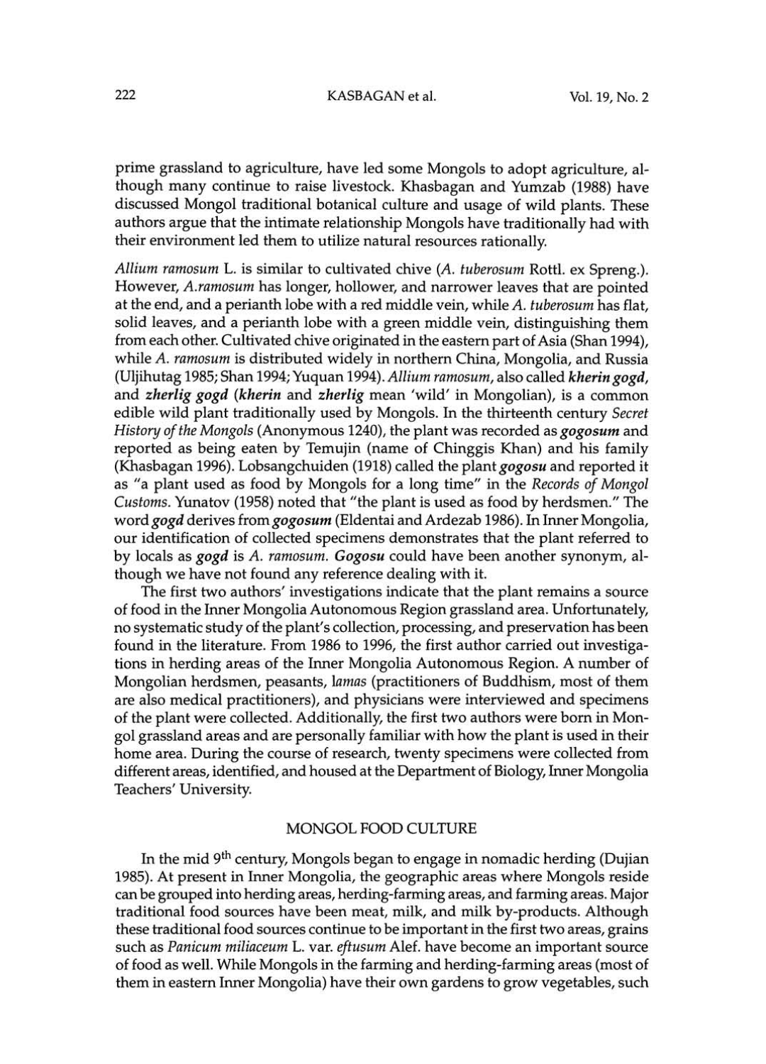prime grassland to agriculture, have led some Mongols to adopt agriculture, although many continue to raise livestock. Khasbagan and Yumzab (1988) have discussed Mongol traditional botanical culture and usage of wild plants. These authors argue that the intimate relationship Mongols have traditionally had with their environment led them to utilize natural resources rationally.

*Allium ramosum* L. is similar to cultivated chive (*A. tuberosum* Rottl. ex Spreng.). However, *A.ramosum* has longer, hollower, and narrower leaves that are pointed at the end, and a perianth lobe with a red middle vein, while *A. tuberosum* has flat, solid leaves, and a perianth lobe with a green middle vein, distinguishing them from each other. Cultivated chive originated in the eastern part of Asia (Shan 1994), while *A. ramosum* is distributed widely in northern China, Mongolia, and Russia (Uljihutag 1985; Shan 1994; Yuquan 1994). *Allium ramosum*, also called ***kherin gogd***, and ***zherlig gogd*** (***kherin*** and ***zherlig*** mean 'wild' in Mongolian), is a common edible wild plant traditionally used by Mongols. In the thirteenth century *Secret History of the Mongols* (Anonymous 1240), the plant was recorded as ***gogosum*** and reported as being eaten by Temujin (name of Chinggis Khan) and his family (Khasbagan 1996). Lobsangchuiden (1918) called the plant ***gogosu*** and reported it as "a plant used as food by Mongols for a long time" in the *Records of Mongol Customs*. Yunatov (1958) noted that "the plant is used as food by herdsmen." The word ***gogd*** derives from ***gogosum*** (Eldentai and Ardezab 1986). In Inner Mongolia, our identification of collected specimens demonstrates that the plant referred to by locals as ***gogd*** is *A. ramosum*. ***Gogosu*** could have been another synonym, although we have not found any reference dealing with it.

The first two authors' investigations indicate that the plant remains a source of food in the Inner Mongolia Autonomous Region grassland area. Unfortunately, no systematic study of the plant's collection, processing, and preservation has been found in the literature. From 1986 to 1996, the first author carried out investigations in herding areas of the Inner Mongolia Autonomous Region. A number of Mongolian herdsmen, peasants, *lamas* (practitioners of Buddhism, most of them are also medical practitioners), and physicians were interviewed and specimens of the plant were collected. Additionally, the first two authors were born in Mongol grassland areas and are personally familiar with how the plant is used in their home area. During the course of research, twenty specimens were collected from different areas, identified, and housed at the Department of Biology, Inner Mongolia Teachers' University.

## MONGOL FOOD CULTURE

In the mid 9th century, Mongols began to engage in nomadic herding (Dujian 1985). At present in Inner Mongolia, the geographic areas where Mongols reside can be grouped into herding areas, herding-farming areas, and farming areas. Major traditional food sources have been meat, milk, and milk by-products. Although these traditional food sources continue to be important in the first two areas, grains such as *Panicum miliaceum* L. var. *eftusum* Alef. have become an important source of food as well. While Mongols in the farming and herding-farming areas (most of them in eastern Inner Mongolia) have their own gardens to grow vegetables, such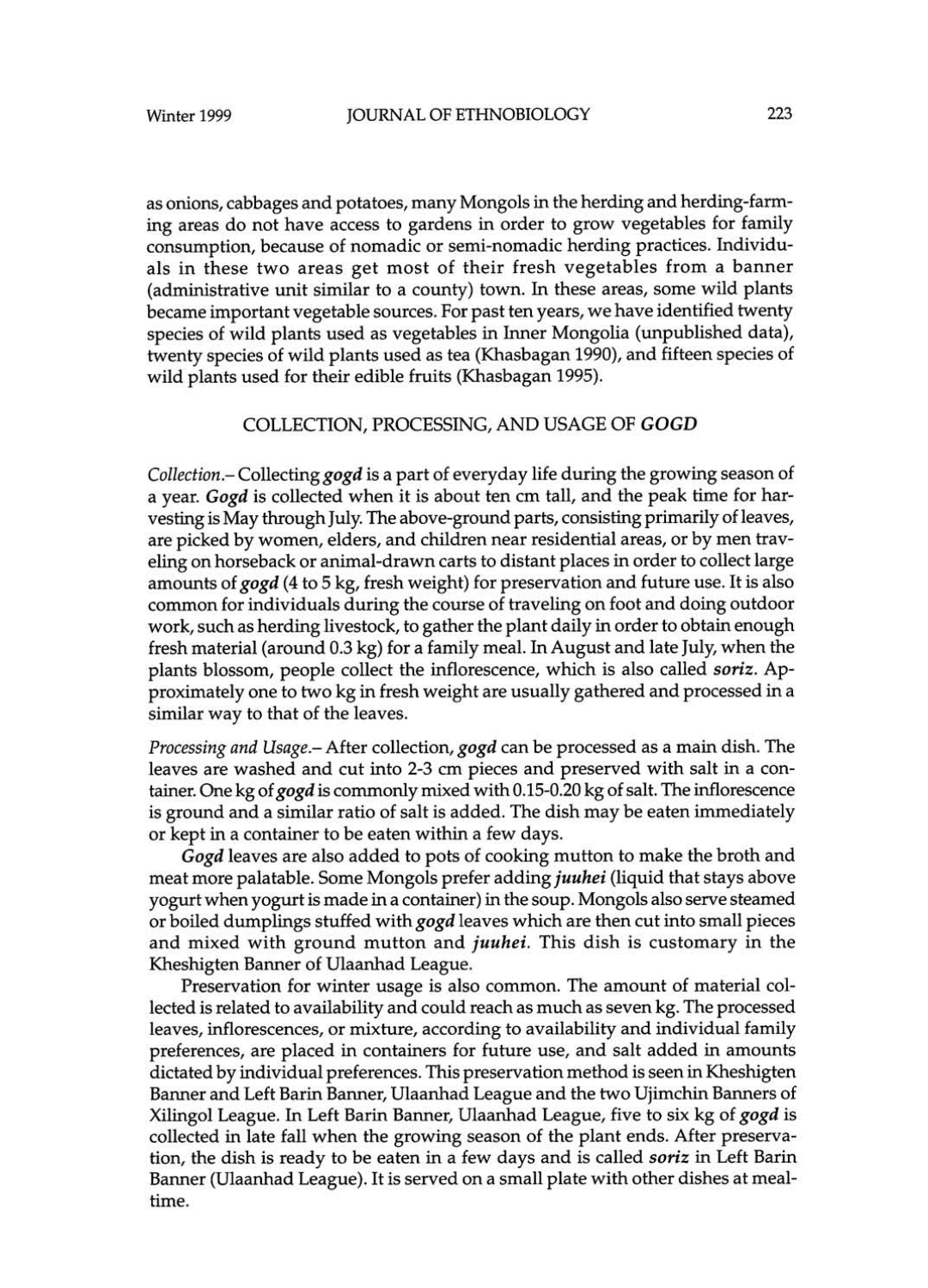as onions, cabbages and potatoes, many Mongols in the herding and herding-farming areas do not have access to gardens in order to grow vegetables for family consumption, because of nomadic or semi-nomadic herding practices. Individuals in these two areas get most of their fresh vegetables from a banner (administrative unit similar to a county) town. In these areas, some wild plants became important vegetable sources. For past ten years, we have identified twenty species of wild plants used as vegetables in Inner Mongolia (unpublished data), twenty species of wild plants used as tea (Khasbagan 1990), and fifteen species of wild plants used for their edible fruits (Khasbagan 1995).

## COLLECTION, PROCESSING, AND USAGE OF *GOGD*

*Collection.*– Collecting ***gogd*** is a part of everyday life during the growing season of a year. ***Gogd*** is collected when it is about ten cm tall, and the peak time for harvesting is May through July. The above-ground parts, consisting primarily of leaves, are picked by women, elders, and children near residential areas, or by men traveling on horseback or animal-drawn carts to distant places in order to collect large amounts of ***gogd*** (4 to 5 kg, fresh weight) for preservation and future use. It is also common for individuals during the course of traveling on foot and doing outdoor work, such as herding livestock, to gather the plant daily in order to obtain enough fresh material (around 0.3 kg) for a family meal. In August and late July, when the plants blossom, people collect the inflorescence, which is also called ***soriz***. Approximately one to two kg in fresh weight are usually gathered and processed in a similar way to that of the leaves.

*Processing and Usage.*– After collection, ***gogd*** can be processed as a main dish. The leaves are washed and cut into 2-3 cm pieces and preserved with salt in a container. One kg of ***gogd*** is commonly mixed with 0.15-0.20 kg of salt. The inflorescence is ground and a similar ratio of salt is added. The dish may be eaten immediately or kept in a container to be eaten within a few days.

***Gogd*** leaves are also added to pots of cooking mutton to make the broth and meat more palatable. Some Mongols prefer adding ***juuhei*** (liquid that stays above yogurt when yogurt is made in a container) in the soup. Mongols also serve steamed or boiled dumplings stuffed with ***gogd*** leaves which are then cut into small pieces and mixed with ground mutton and ***juuhei***. This dish is customary in the Kheshigten Banner of Ulaanhad League.

Preservation for winter usage is also common. The amount of material collected is related to availability and could reach as much as seven kg. The processed leaves, inflorescences, or mixture, according to availability and individual family preferences, are placed in containers for future use, and salt added in amounts dictated by individual preferences. This preservation method is seen in Kheshigten Banner and Left Barin Banner, Ulaanhad League and the two Ujimchin Banners of Xilingol League. In Left Barin Banner, Ulaanhad League, five to six kg of ***gogd*** is collected in late fall when the growing season of the plant ends. After preservation, the dish is ready to be eaten in a few days and is called ***soriz*** in Left Barin Banner (Ulaanhad League). It is served on a small plate with other dishes at mealtime.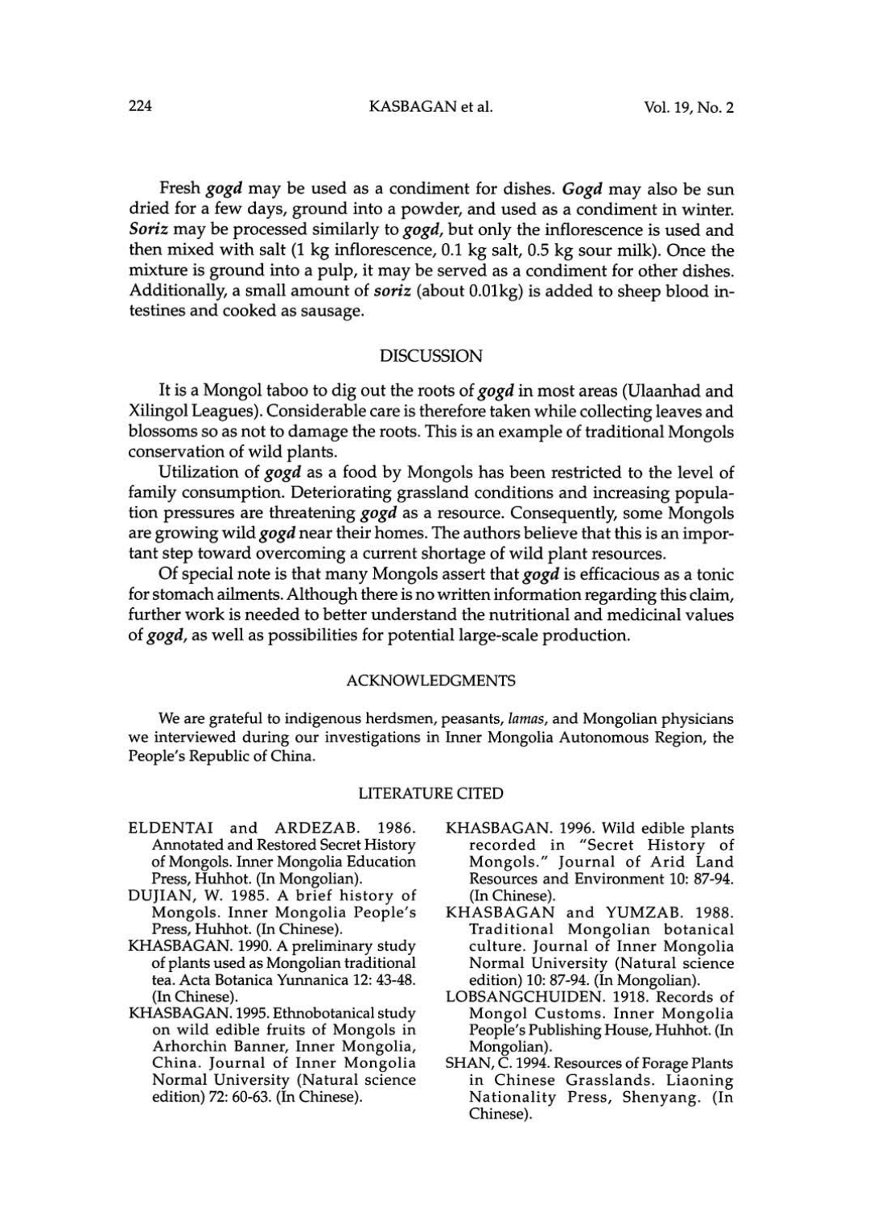Fresh ***gogd*** may be used as a condiment for dishes. ***Gogd*** may also be sun dried for a few days, ground into a powder, and used as a condiment in winter. ***Soriz*** may be processed similarly to ***gogd***, but only the inflorescence is used and then mixed with salt (1 kg inflorescence, 0.1 kg salt, 0.5 kg sour milk). Once the mixture is ground into a pulp, it may be served as a condiment for other dishes. Additionally, a small amount of ***soriz*** (about 0.01kg) is added to sheep blood intestines and cooked as sausage.

## DISCUSSION

It is a Mongol taboo to dig out the roots of ***gogd*** in most areas (Ulaanhad and Xilingol Leagues). Considerable care is therefore taken while collecting leaves and blossoms so as not to damage the roots. This is an example of traditional Mongols conservation of wild plants.

Utilization of ***gogd*** as a food by Mongols has been restricted to the level of family consumption. Deteriorating grassland conditions and increasing population pressures are threatening ***gogd*** as a resource. Consequently, some Mongols are growing wild ***gogd*** near their homes. The authors believe that this is an important step toward overcoming a current shortage of wild plant resources.

Of special note is that many Mongols assert that ***gogd*** is efficacious as a tonic for stomach ailments. Although there is no written information regarding this claim, further work is needed to better understand the nutritional and medicinal values of ***gogd***, as well as possibilities for potential large-scale production.

## ACKNOWLEDGMENTS

We are grateful to indigenous herdsmen, peasants, *lamas*, and Mongolian physicians we interviewed during our investigations in Inner Mongolia Autonomous Region, the People's Republic of China.

## LITERATURE CITED

ELDENTAI and ARDEZAB. 1986. Annotated and Restored Secret History of Mongols. Inner Mongolia Education Press, Huhhot. (In Mongolian).

DUJIAN, W. 1985. A brief history of Mongols. Inner Mongolia People's Press, Huhhot. (In Chinese).

KHASBAGAN. 1990. A preliminary study of plants used as Mongolian traditional tea. Acta Botanica Yunnanica 12: 43-48. (In Chinese).

KHASBAGAN. 1995. Ethnobotanical study on wild edible fruits of Mongols in Arhorchin Banner, Inner Mongolia, China. Journal of Inner Mongolia Normal University (Natural science edition) 72: 60-63. (In Chinese).

KHASBAGAN. 1996. Wild edible plants recorded in "Secret History of Mongols." Journal of Arid Land Resources and Environment 10: 87-94. (In Chinese).

KHASBAGAN and YUMZAB. 1988. Traditional Mongolian botanical culture. Journal of Inner Mongolia Normal University (Natural science edition) 10: 87-94. (In Mongolian).

LOBSANGCHUIDEN. 1918. Records of Mongol Customs. Inner Mongolia People's Publishing House, Huhhot. (In Mongolian).

SHAN, C. 1994. Resources of Forage Plants in Chinese Grasslands. Liaoning Nationality Press, Shenyang. (In Chinese).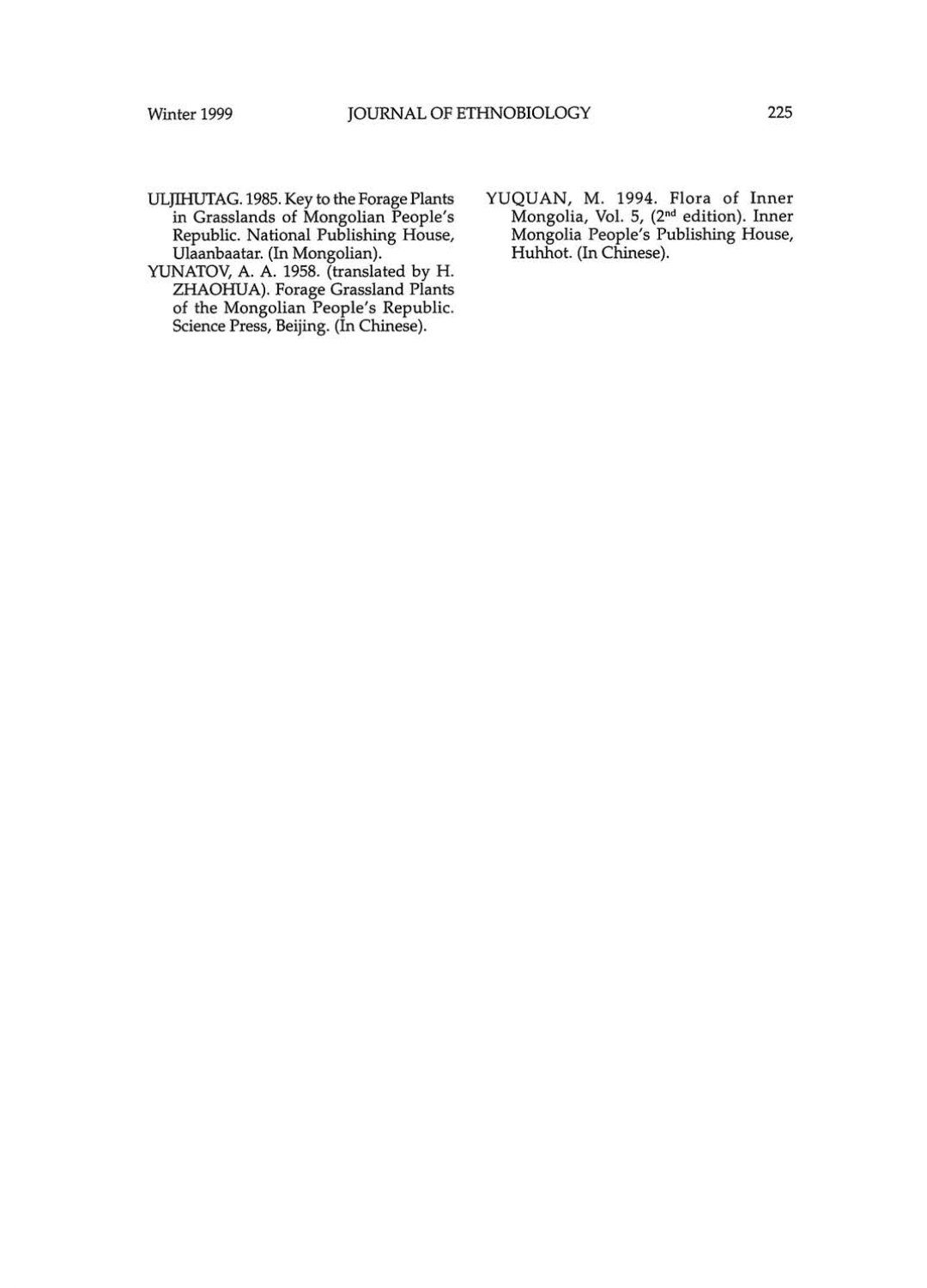ULJIHUTAG. 1985. Key to the Forage Plants in Grasslands of Mongolian People's Republic. National Publishing House, Ulaanbaatar. (In Mongolian).

YUNATOV, A. A. 1958. (translated by H. ZHAOHUA). Forage Grassland Plants of the Mongolian People's Republic. Science Press, Beijing. (In Chinese).

YUQUAN, M. 1994. Flora of Inner Mongolia, Vol. 5, (2nd edition). Inner Mongolia People's Publishing House, Huhhot. (In Chinese).